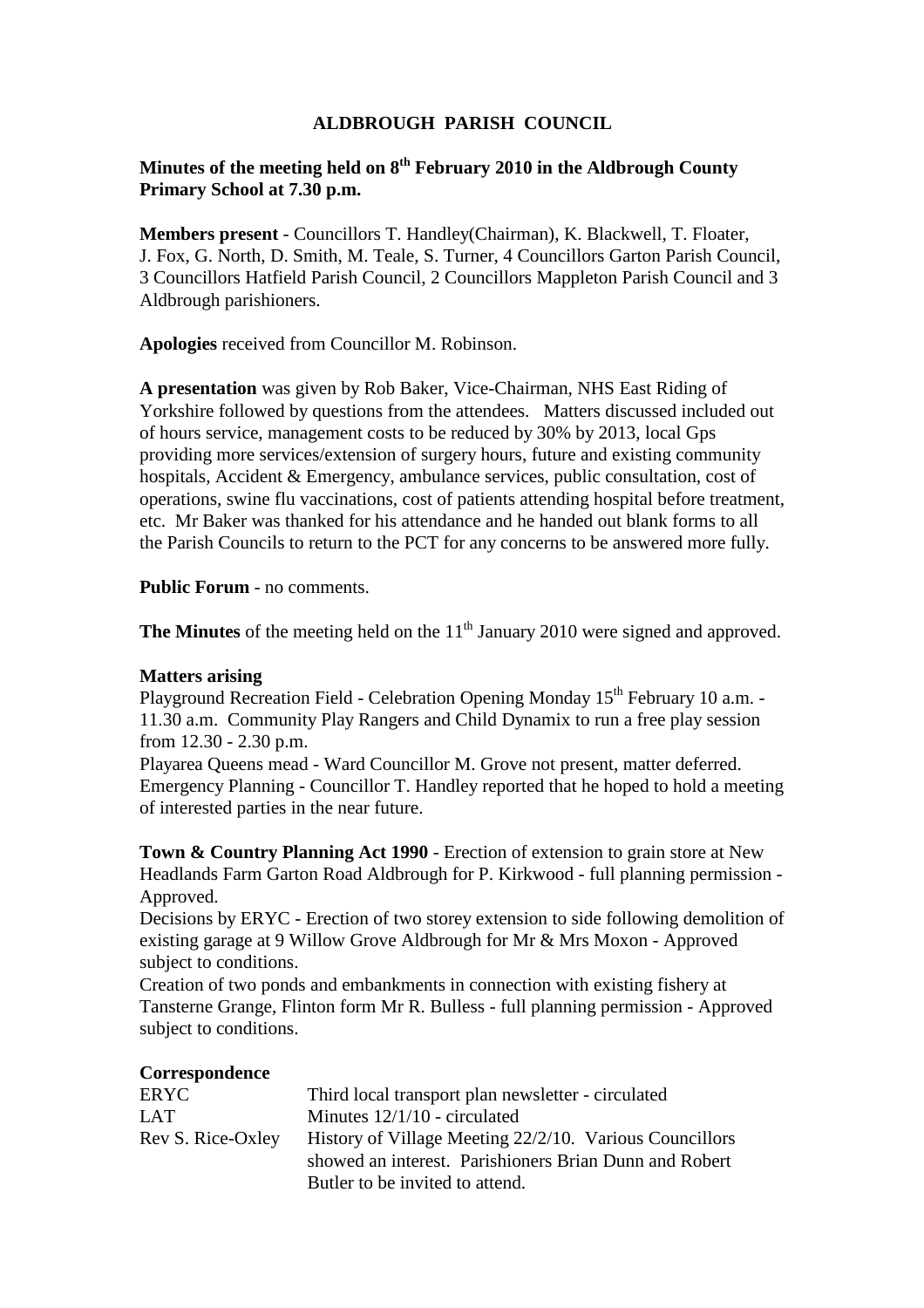# ALDBROUGH PARISH COUNCIL

**Minutes of the meeting held on 8th February 2010 in the Aldbrough County Primary School at 7.30 p.m.**

**Members present** - Councillors T. Handley(Chairman), K. Blackwell, T. Floater, J. Fox, G. North, D. Smith, M. Teale, S. Turner, 4 Councillors Garton Parish Council, 3 Councillors Hatfield Parish Council, 2 Councillors Mappleton Parish Council and 3 Aldbrough parishioners.

**Apologies** received from Councillor M. Robinson.

**A presentation** was given by Rob Baker, Vice-Chairman, NHS East Riding of Yorkshire followed by questions from the attendees. Matters discussed included out of hours service, management costs to be reduced by 30% by 2013, local Gps providing more services/extension of surgery hours, future and existing community hospitals, Accident & Emergency, ambulance services, public consultation, cost of operations, swine flu vaccinations, cost of patients attending hospital before treatment, etc. Mr Baker was thanked for his attendance and he handed out blank forms to all the Parish Councils to return to the PCT for any concerns to be answered more fully.

**Public Forum** - no comments.

**The Minutes** of the meeting held on the 11th January 2010 were signed and approved.

**Matters arising**

Playground Recreation Field - Celebration Opening Monday 15th February 10 a.m. - 11.30 a.m. Community Play Rangers and Child Dynamix to run a free play session from 12.30 - 2.30 p.m.

Playarea Queens mead - Ward Councillor M. Grove not present, matter deferred.

Emergency Planning - Councillor T. Handley reported that he hoped to hold a meeting of interested parties in the near future.

**Town & Country Planning Act 1990** - Erection of extension to grain store at New Headlands Farm Garton Road Aldbrough for P. Kirkwood - full planning permission - Approved.

Decisions by ERYC - Erection of two storey extension to side following demolition of existing garage at 9 Willow Grove Aldbrough for Mr & Mrs Moxon - Approved subject to conditions.

Creation of two ponds and embankments in connection with existing fishery at Tansterne Grange, Flinton form Mr R. Bulless - full planning permission - Approved subject to conditions.

**Correspondence**

| | |
|---|---|
| ERYC | Third local transport plan newsletter - circulated |
| LAT | Minutes 12/1/10 - circulated |
| Rev S. Rice-Oxley | History of Village Meeting 22/2/10. Various Councillors showed an interest. Parishioners Brian Dunn and Robert Butler to be invited to attend. |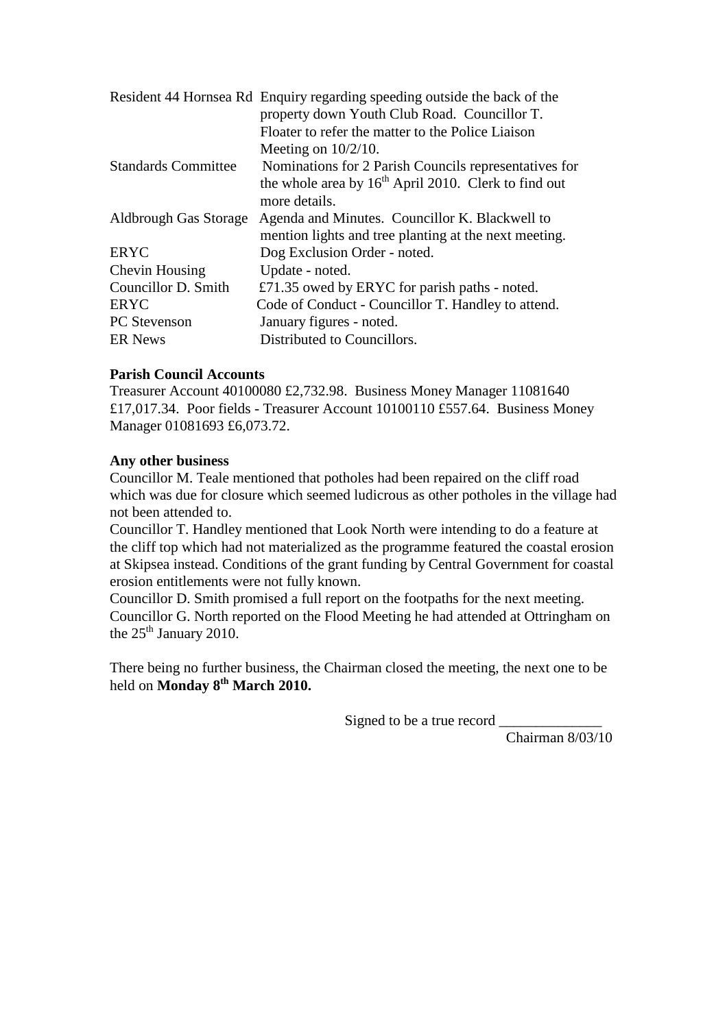| | |
|---|---|
| Resident 44 Hornsea Rd | Enquiry regarding speeding outside the back of the property down Youth Club Road. Councillor T. Floater to refer the matter to the Police Liaison Meeting on 10/2/10. |
| Standards Committee | Nominations for 2 Parish Councils representatives for the whole area by 16th April 2010. Clerk to find out more details. |
| Aldbrough Gas Storage | Agenda and Minutes. Councillor K. Blackwell to mention lights and tree planting at the next meeting. |
| ERYC | Dog Exclusion Order - noted. |
| Chevin Housing | Update - noted. |
| Councillor D. Smith | £71.35 owed by ERYC for parish paths - noted. |
| ERYC | Code of Conduct - Councillor T. Handley to attend. |
| PC Stevenson | January figures - noted. |
| ER News | Distributed to Councillors. |

**Parish Council Accounts**

Treasurer Account 40100080 £2,732.98. Business Money Manager 11081640 £17,017.34. Poor fields - Treasurer Account 10100110 £557.64. Business Money Manager 01081693 £6,073.72.

**Any other business**

Councillor M. Teale mentioned that potholes had been repaired on the cliff road which was due for closure which seemed ludicrous as other potholes in the village had not been attended to.

Councillor T. Handley mentioned that Look North were intending to do a feature at the cliff top which had not materialized as the programme featured the coastal erosion at Skipsea instead. Conditions of the grant funding by Central Government for coastal erosion entitlements were not fully known.

Councillor D. Smith promised a full report on the footpaths for the next meeting.

Councillor G. North reported on the Flood Meeting he had attended at Ottringham on the 25th January 2010.

There being no further business, the Chairman closed the meeting, the next one to be held on **Monday 8th March 2010.**

Signed to be a true record ______________

Chairman 8/03/10